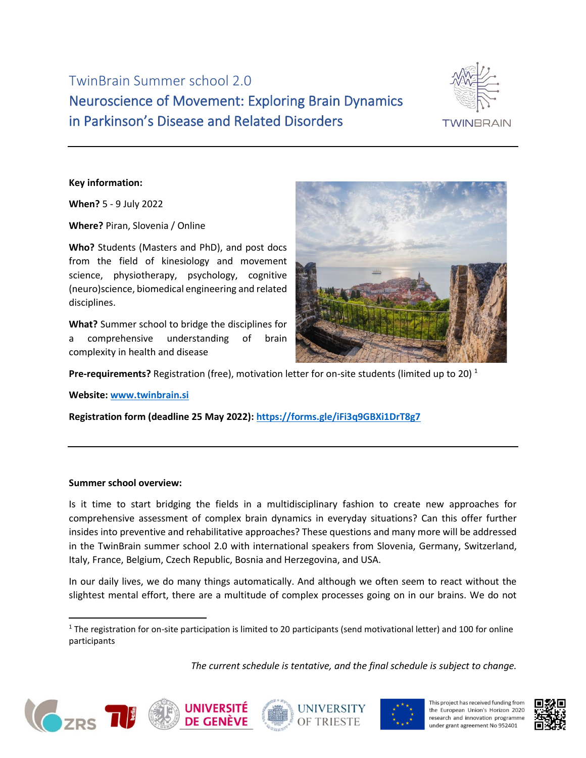# TwinBrain Summer school 2.0

## Neuroscience of Movement: Exploring Brain Dynamics in Parkinson's Disease and Related Disorders

**Key information:**

**When?** 5 - 9 July 2022

**Where?** Piran, Slovenia / Online

**Who?** Students (Masters and PhD), and post docs from the field of kinesiology and movement science, physiotherapy, psychology, cognitive (neuro)science, biomedical engineering and related disciplines.

**What?** Summer school to bridge the disciplines for a comprehensive understanding of brain complexity in health and disease

**Pre-requirements?** Registration (free), motivation letter for on-site students (limited up to 20) [1]

**Website:** www.twinbrain.si

**Registration form (deadline 25 May 2022):** https://forms.gle/iFi3q9GBXi1DrT8g7

---

**Summer school overview:**

Is it time to start bridging the fields in a multidisciplinary fashion to create new approaches for comprehensive assessment of complex brain dynamics in everyday situations? Can this offer further insides into preventive and rehabilitative approaches? These questions and many more will be addressed in the TwinBrain summer school 2.0 with international speakers from Slovenia, Germany, Switzerland, Italy, France, Belgium, Czech Republic, Bosnia and Herzegovina, and USA.

In our daily lives, we do many things automatically. And although we often seem to react without the slightest mental effort, there are a multitude of complex processes going on in our brains. We do not

[1] The registration for on-site participation is limited to 20 participants (send motivational letter) and 100 for online participants

*The current schedule is tentative, and the final schedule is subject to change.*

This project has received funding from the European Union's Horizon 2020 research and innovation programme under grant agreement No 952401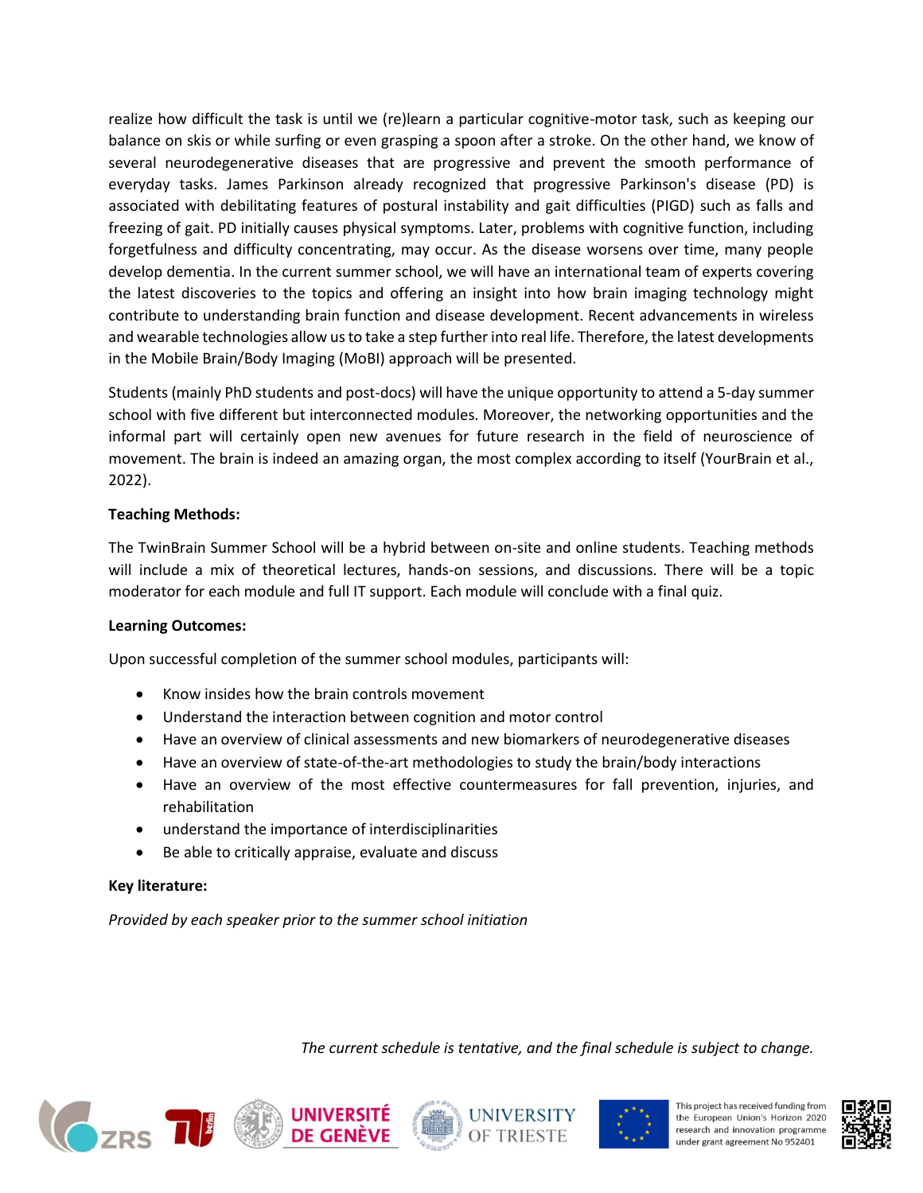realize how difficult the task is until we (re)learn a particular cognitive-motor task, such as keeping our balance on skis or while surfing or even grasping a spoon after a stroke. On the other hand, we know of several neurodegenerative diseases that are progressive and prevent the smooth performance of everyday tasks. James Parkinson already recognized that progressive Parkinson's disease (PD) is associated with debilitating features of postural instability and gait difficulties (PIGD) such as falls and freezing of gait. PD initially causes physical symptoms. Later, problems with cognitive function, including forgetfulness and difficulty concentrating, may occur. As the disease worsens over time, many people develop dementia. In the current summer school, we will have an international team of experts covering the latest discoveries to the topics and offering an insight into how brain imaging technology might contribute to understanding brain function and disease development. Recent advancements in wireless and wearable technologies allow us to take a step further into real life. Therefore, the latest developments in the Mobile Brain/Body Imaging (MoBI) approach will be presented.

Students (mainly PhD students and post-docs) will have the unique opportunity to attend a 5-day summer school with five different but interconnected modules. Moreover, the networking opportunities and the informal part will certainly open new avenues for future research in the field of neuroscience of movement. The brain is indeed an amazing organ, the most complex according to itself (YourBrain et al., 2022).

**Teaching Methods:**

The TwinBrain Summer School will be a hybrid between on-site and online students. Teaching methods will include a mix of theoretical lectures, hands-on sessions, and discussions. There will be a topic moderator for each module and full IT support. Each module will conclude with a final quiz.

**Learning Outcomes:**

Upon successful completion of the summer school modules, participants will:

- Know insides how the brain controls movement
- Understand the interaction between cognition and motor control
- Have an overview of clinical assessments and new biomarkers of neurodegenerative diseases
- Have an overview of state-of-the-art methodologies to study the brain/body interactions
- Have an overview of the most effective countermeasures for fall prevention, injuries, and rehabilitation
- understand the importance of interdisciplinarities
- Be able to critically appraise, evaluate and discuss

**Key literature:**

*Provided by each speaker prior to the summer school initiation*

*The current schedule is tentative, and the final schedule is subject to change.*

This project has received funding from the European Union's Horizon 2020 research and innovation programme under grant agreement No 952401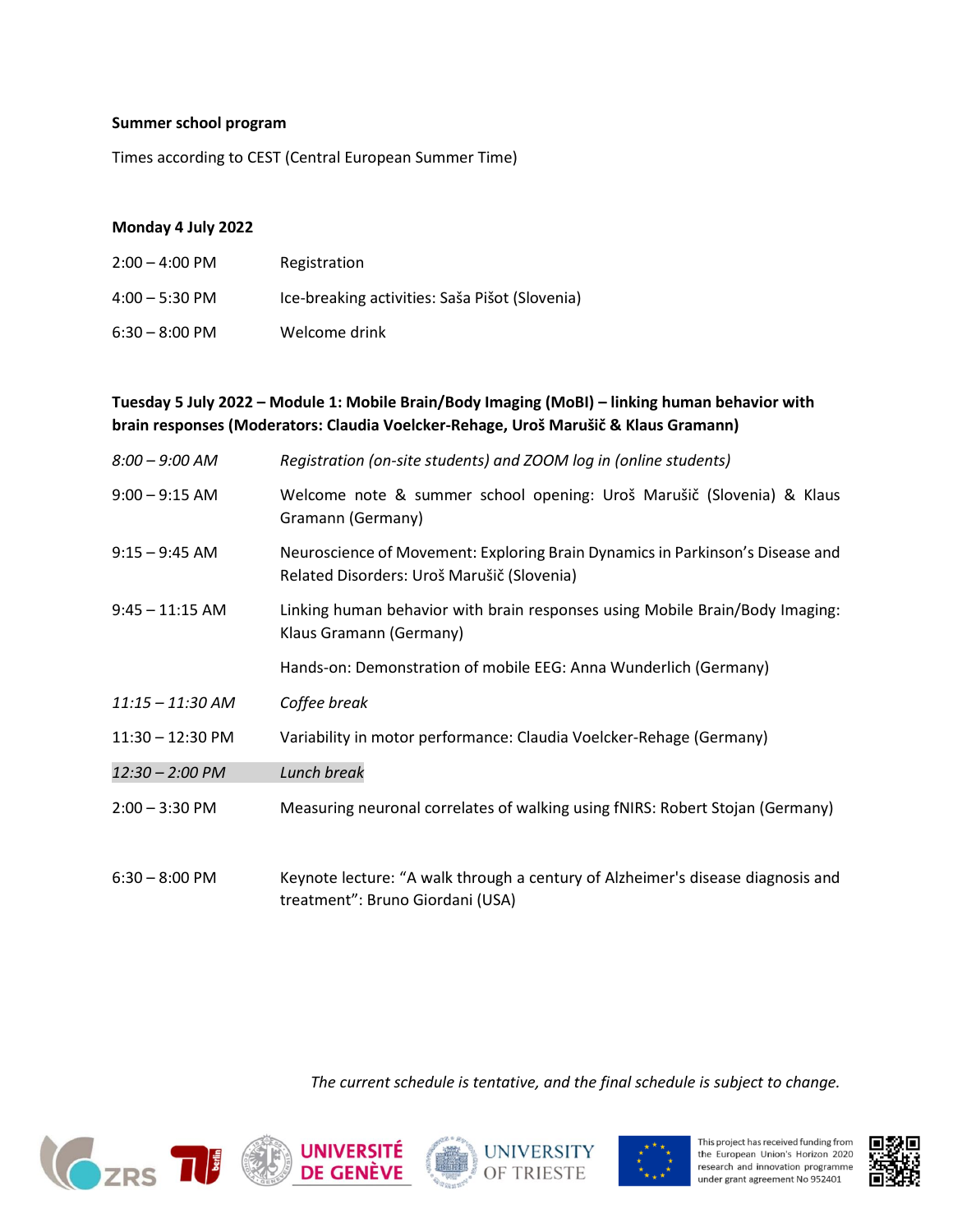**Summer school program**

Times according to CEST (Central European Summer Time)

**Monday 4 July 2022**

| | |
|---|---|
| 2:00 – 4:00 PM | Registration |
| 4:00 – 5:30 PM | Ice-breaking activities: Saša Pišot (Slovenia) |
| 6:30 – 8:00 PM | Welcome drink |

**Tuesday 5 July 2022 – Module 1: Mobile Brain/Body Imaging (MoBI) – linking human behavior with brain responses (Moderators: Claudia Voelcker-Rehage, Uroš Marušič & Klaus Gramann)**

| | |
|---|---|
| *8:00 – 9:00 AM* | *Registration (on-site students) and ZOOM log in (online students)* |
| 9:00 – 9:15 AM | Welcome note & summer school opening: Uroš Marušič (Slovenia) & Klaus Gramann (Germany) |
| 9:15 – 9:45 AM | Neuroscience of Movement: Exploring Brain Dynamics in Parkinson's Disease and Related Disorders: Uroš Marušič (Slovenia) |
| 9:45 – 11:15 AM | Linking human behavior with brain responses using Mobile Brain/Body Imaging: Klaus Gramann (Germany) |
| | Hands-on: Demonstration of mobile EEG: Anna Wunderlich (Germany) |
| *11:15 – 11:30 AM* | *Coffee break* |
| 11:30 – 12:30 PM | Variability in motor performance: Claudia Voelcker-Rehage (Germany) |
| *12:30 – 2:00 PM* | *Lunch break* |
| 2:00 – 3:30 PM | Measuring neuronal correlates of walking using fNIRS: Robert Stojan (Germany) |
| 6:30 – 8:00 PM | Keynote lecture: "A walk through a century of Alzheimer's disease diagnosis and treatment": Bruno Giordani (USA) |

*The current schedule is tentative, and the final schedule is subject to change.*

This project has received funding from the European Union's Horizon 2020 research and innovation programme under grant agreement No 952401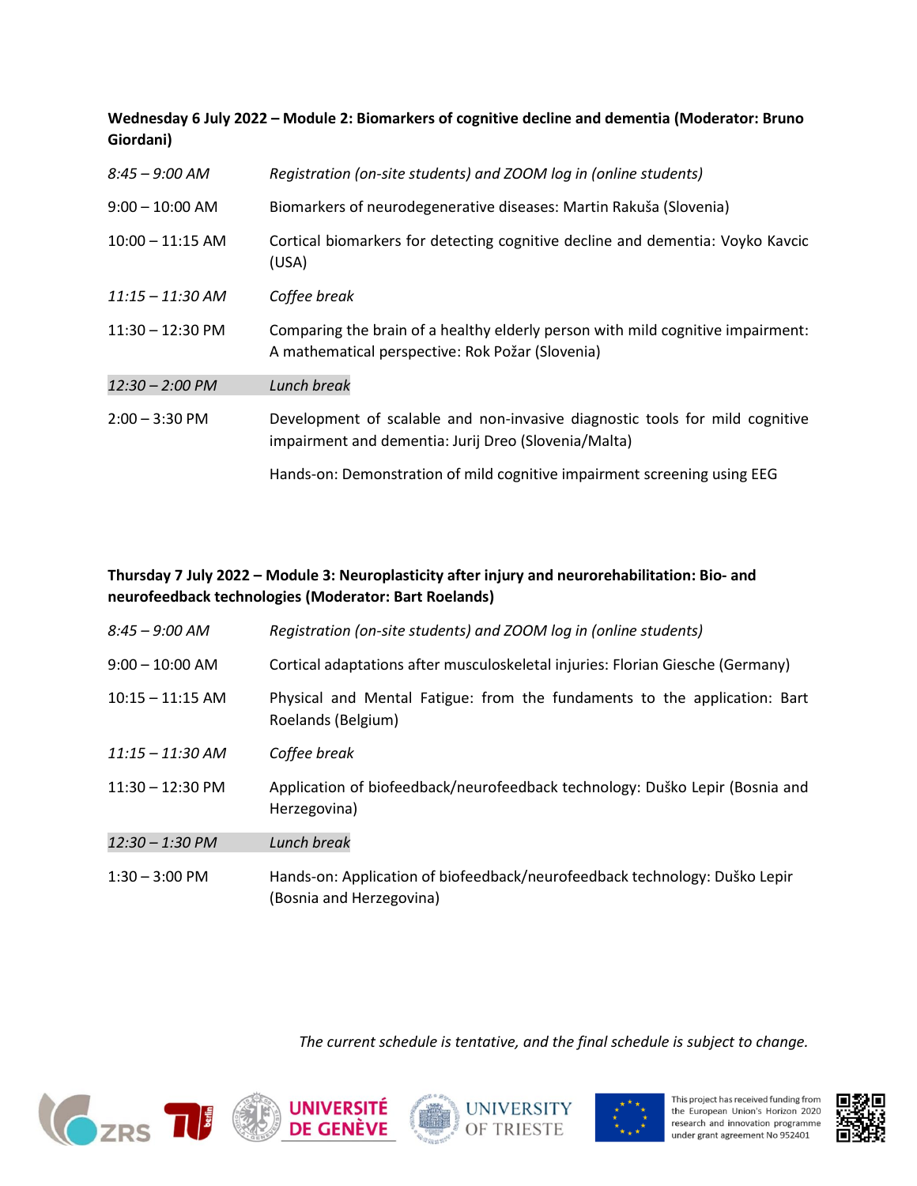**Wednesday 6 July 2022 – Module 2: Biomarkers of cognitive decline and dementia (Moderator: Bruno Giordani)**

| | |
|---|---|
| *8:45 – 9:00 AM* | *Registration (on-site students) and ZOOM log in (online students)* |
| 9:00 – 10:00 AM | Biomarkers of neurodegenerative diseases: Martin Rakuša (Slovenia) |
| 10:00 – 11:15 AM | Cortical biomarkers for detecting cognitive decline and dementia: Voyko Kavcic (USA) |
| *11:15 – 11:30 AM* | *Coffee break* |
| 11:30 – 12:30 PM | Comparing the brain of a healthy elderly person with mild cognitive impairment: A mathematical perspective: Rok Požar (Slovenia) |
| *12:30 – 2:00 PM* | *Lunch break* |
| 2:00 – 3:30 PM | Development of scalable and non-invasive diagnostic tools for mild cognitive impairment and dementia: Jurij Dreo (Slovenia/Malta) |
| | Hands-on: Demonstration of mild cognitive impairment screening using EEG |

**Thursday 7 July 2022 – Module 3: Neuroplasticity after injury and neurorehabilitation: Bio- and neurofeedback technologies (Moderator: Bart Roelands)**

| | |
|---|---|
| *8:45 – 9:00 AM* | *Registration (on-site students) and ZOOM log in (online students)* |
| 9:00 – 10:00 AM | Cortical adaptations after musculoskeletal injuries: Florian Giesche (Germany) |
| 10:15 – 11:15 AM | Physical and Mental Fatigue: from the fundaments to the application: Bart Roelands (Belgium) |
| *11:15 – 11:30 AM* | *Coffee break* |
| 11:30 – 12:30 PM | Application of biofeedback/neurofeedback technology: Duško Lepir (Bosnia and Herzegovina) |
| *12:30 – 1:30 PM* | *Lunch break* |
| 1:30 – 3:00 PM | Hands-on: Application of biofeedback/neurofeedback technology: Duško Lepir (Bosnia and Herzegovina) |

*The current schedule is tentative, and the final schedule is subject to change.*

This project has received funding from the European Union's Horizon 2020 research and innovation programme under grant agreement No 952401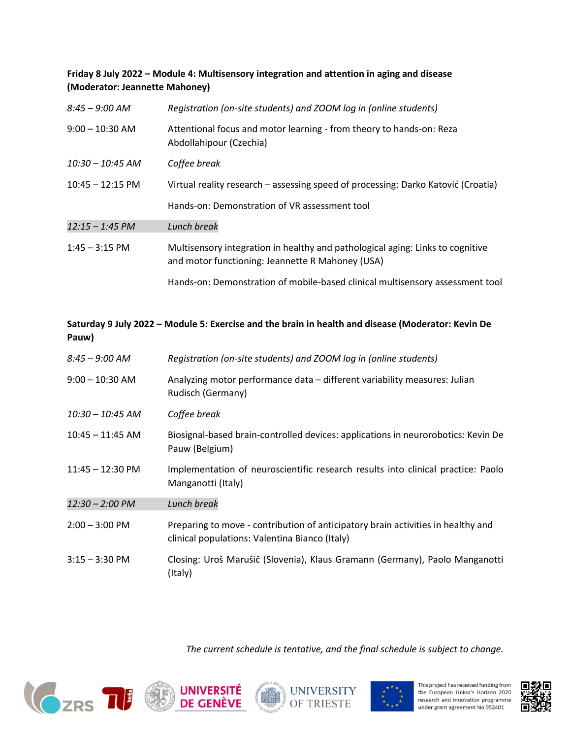**Friday 8 July 2022 – Module 4: Multisensory integration and attention in aging and disease (Moderator: Jeannette Mahoney)**

| | |
|---|---|
| *8:45 – 9:00 AM* | *Registration (on-site students) and ZOOM log in (online students)* |
| 9:00 – 10:30 AM | Attentional focus and motor learning - from theory to hands-on: Reza Abdollahipour (Czechia) |
| *10:30 – 10:45 AM* | *Coffee break* |
| 10:45 – 12:15 PM | Virtual reality research – assessing speed of processing: Darko Katović (Croatia) |
| | Hands-on: Demonstration of VR assessment tool |
| *12:15 – 1:45 PM* | *Lunch break* |
| 1:45 – 3:15 PM | Multisensory integration in healthy and pathological aging: Links to cognitive and motor functioning: Jeannette R Mahoney (USA) |
| | Hands-on: Demonstration of mobile-based clinical multisensory assessment tool |

**Saturday 9 July 2022 – Module 5: Exercise and the brain in health and disease (Moderator: Kevin De Pauw)**

| | |
|---|---|
| *8:45 – 9:00 AM* | *Registration (on-site students) and ZOOM log in (online students)* |
| 9:00 – 10:30 AM | Analyzing motor performance data – different variability measures: Julian Rudisch (Germany) |
| *10:30 – 10:45 AM* | *Coffee break* |
| 10:45 – 11:45 AM | Biosignal-based brain-controlled devices: applications in neurorobotics: Kevin De Pauw (Belgium) |
| 11:45 – 12:30 PM | Implementation of neuroscientific research results into clinical practice: Paolo Manganotti (Italy) |
| *12:30 – 2:00 PM* | *Lunch break* |
| 2:00 – 3:00 PM | Preparing to move - contribution of anticipatory brain activities in healthy and clinical populations: Valentina Bianco (Italy) |
| 3:15 – 3:30 PM | Closing: Uroš Marušič (Slovenia), Klaus Gramann (Germany), Paolo Manganotti (Italy) |

*The current schedule is tentative, and the final schedule is subject to change.*

ZRS · TU Berlin · UNIVERSITÉ DE GENÈVE · UNIVERSITY OF TRIESTE

This project has received funding from the European Union's Horizon 2020 research and innovation programme under grant agreement No 952401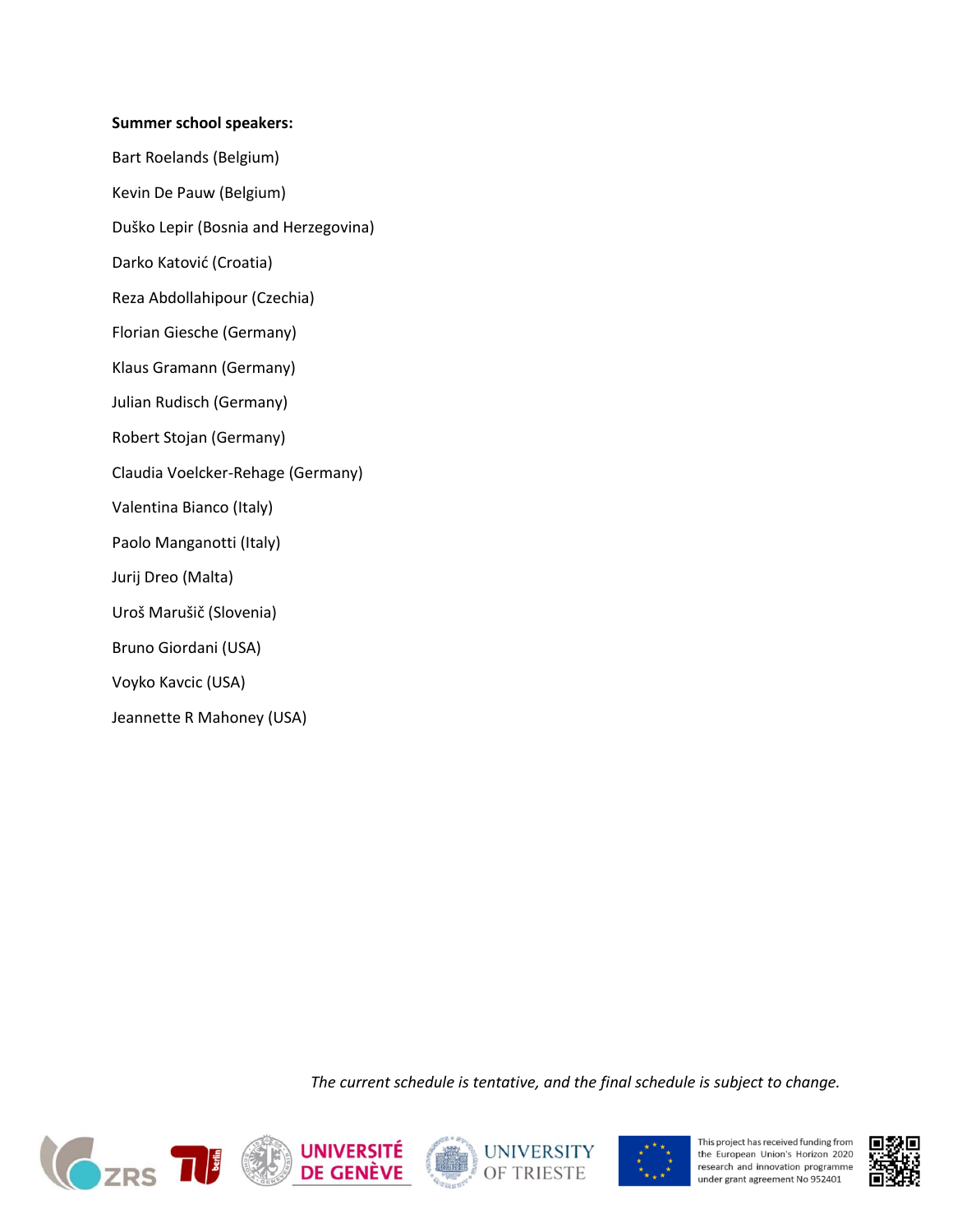**Summer school speakers:**

Bart Roelands (Belgium)

Kevin De Pauw (Belgium)

Duško Lepir (Bosnia and Herzegovina)

Darko Katović (Croatia)

Reza Abdollahipour (Czechia)

Florian Giesche (Germany)

Klaus Gramann (Germany)

Julian Rudisch (Germany)

Robert Stojan (Germany)

Claudia Voelcker-Rehage (Germany)

Valentina Bianco (Italy)

Paolo Manganotti (Italy)

Jurij Dreo (Malta)

Uroš Marušič (Slovenia)

Bruno Giordani (USA)

Voyko Kavcic (USA)

Jeannette R Mahoney (USA)

*The current schedule is tentative, and the final schedule is subject to change.*

This project has received funding from the European Union's Horizon 2020 research and innovation programme under grant agreement No 952401